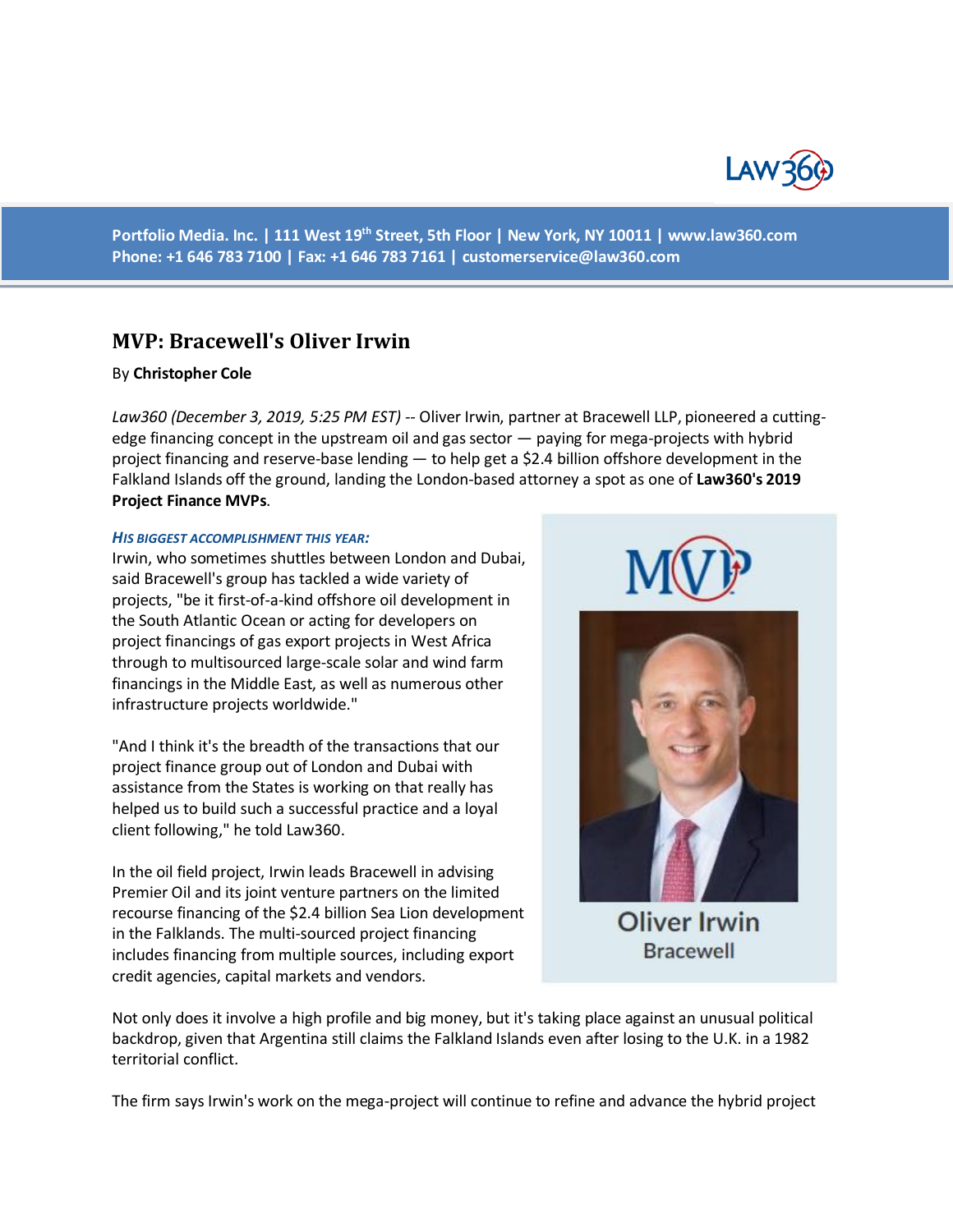Portfolio Media. Inc. | 111 West 19th Street, 5th Floor | New York, NY 10011 | www.law360.com
Phone: +1 646 783 7100 | Fax: +1 646 783 7161 | customerservice@law360.com

# MVP: Bracewell's Oliver Irwin

By **Christopher Cole**

*Law360 (December 3, 2019, 5:25 PM EST)* -- Oliver Irwin, partner at Bracewell LLP, pioneered a cutting-edge financing concept in the upstream oil and gas sector — paying for mega-projects with hybrid project financing and reserve-base lending — to help get a $2.4 billion offshore development in the Falkland Islands off the ground, landing the London-based attorney a spot as one of **Law360's 2019 Project Finance MVPs**.

***His biggest accomplishment this year:***

Irwin, who sometimes shuttles between London and Dubai, said Bracewell's group has tackled a wide variety of projects, "be it first-of-a-kind offshore oil development in the South Atlantic Ocean or acting for developers on project financings of gas export projects in West Africa through to multisourced large-scale solar and wind farm financings in the Middle East, as well as numerous other infrastructure projects worldwide."

"And I think it's the breadth of the transactions that our project finance group out of London and Dubai with assistance from the States is working on that really has helped us to build such a successful practice and a loyal client following," he told Law360.

Oliver Irwin
Bracewell

In the oil field project, Irwin leads Bracewell in advising Premier Oil and its joint venture partners on the limited recourse financing of the $2.4 billion Sea Lion development in the Falklands. The multi-sourced project financing includes financing from multiple sources, including export credit agencies, capital markets and vendors.

Not only does it involve a high profile and big money, but it's taking place against an unusual political backdrop, given that Argentina still claims the Falkland Islands even after losing to the U.K. in a 1982 territorial conflict.

The firm says Irwin's work on the mega-project will continue to refine and advance the hybrid project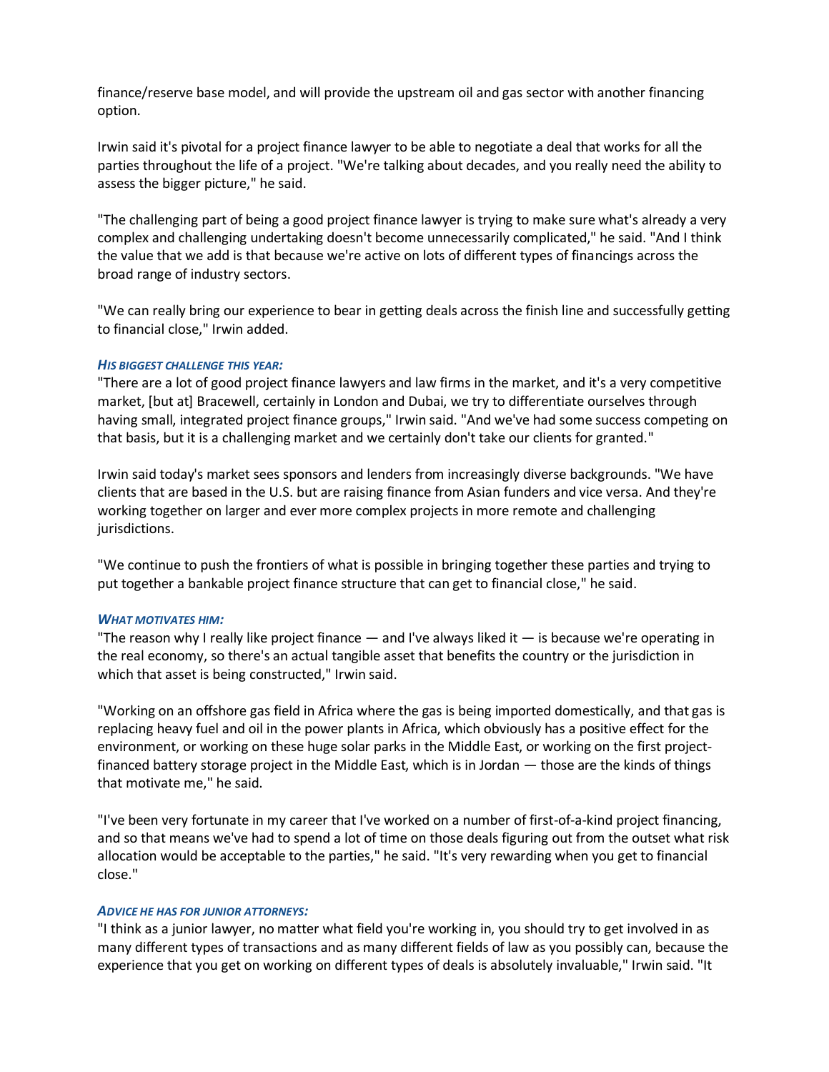finance/reserve base model, and will provide the upstream oil and gas sector with another financing option.

Irwin said it's pivotal for a project finance lawyer to be able to negotiate a deal that works for all the parties throughout the life of a project. "We're talking about decades, and you really need the ability to assess the bigger picture," he said.

"The challenging part of being a good project finance lawyer is trying to make sure what's already a very complex and challenging undertaking doesn't become unnecessarily complicated," he said. "And I think the value that we add is that because we're active on lots of different types of financings across the broad range of industry sectors.

"We can really bring our experience to bear in getting deals across the finish line and successfully getting to financial close," Irwin added.

***HIS BIGGEST CHALLENGE THIS YEAR:***

"There are a lot of good project finance lawyers and law firms in the market, and it's a very competitive market, [but at] Bracewell, certainly in London and Dubai, we try to differentiate ourselves through having small, integrated project finance groups," Irwin said. "And we've had some success competing on that basis, but it is a challenging market and we certainly don't take our clients for granted."

Irwin said today's market sees sponsors and lenders from increasingly diverse backgrounds. "We have clients that are based in the U.S. but are raising finance from Asian funders and vice versa. And they're working together on larger and ever more complex projects in more remote and challenging jurisdictions.

"We continue to push the frontiers of what is possible in bringing together these parties and trying to put together a bankable project finance structure that can get to financial close," he said.

***WHAT MOTIVATES HIM:***

"The reason why I really like project finance — and I've always liked it — is because we're operating in the real economy, so there's an actual tangible asset that benefits the country or the jurisdiction in which that asset is being constructed," Irwin said.

"Working on an offshore gas field in Africa where the gas is being imported domestically, and that gas is replacing heavy fuel and oil in the power plants in Africa, which obviously has a positive effect for the environment, or working on these huge solar parks in the Middle East, or working on the first project-financed battery storage project in the Middle East, which is in Jordan — those are the kinds of things that motivate me," he said.

"I've been very fortunate in my career that I've worked on a number of first-of-a-kind project financing, and so that means we've had to spend a lot of time on those deals figuring out from the outset what risk allocation would be acceptable to the parties," he said. "It's very rewarding when you get to financial close."

***ADVICE HE HAS FOR JUNIOR ATTORNEYS:***

"I think as a junior lawyer, no matter what field you're working in, you should try to get involved in as many different types of transactions and as many different fields of law as you possibly can, because the experience that you get on working on different types of deals is absolutely invaluable," Irwin said. "It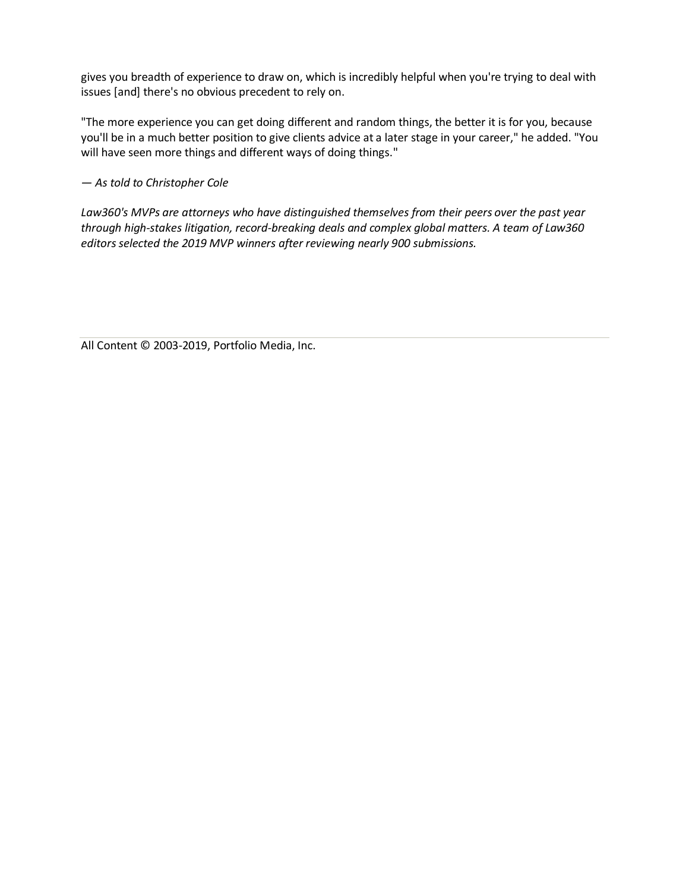gives you breadth of experience to draw on, which is incredibly helpful when you're trying to deal with issues [and] there's no obvious precedent to rely on.

"The more experience you can get doing different and random things, the better it is for you, because you'll be in a much better position to give clients advice at a later stage in your career," he added. "You will have seen more things and different ways of doing things."

*— As told to Christopher Cole*

*Law360's MVPs are attorneys who have distinguished themselves from their peers over the past year through high-stakes litigation, record-breaking deals and complex global matters. A team of Law360 editors selected the 2019 MVP winners after reviewing nearly 900 submissions.*

---

All Content © 2003-2019, Portfolio Media, Inc.